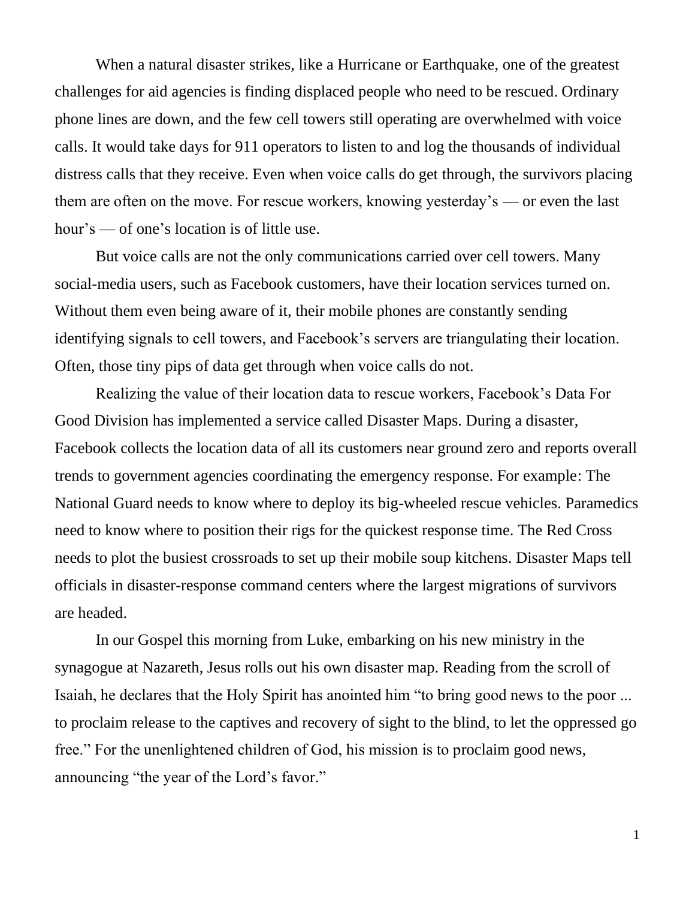When a natural disaster strikes, like a Hurricane or Earthquake, one of the greatest challenges for aid agencies is finding displaced people who need to be rescued. Ordinary phone lines are down, and the few cell towers still operating are overwhelmed with voice calls. It would take days for 911 operators to listen to and log the thousands of individual distress calls that they receive. Even when voice calls do get through, the survivors placing them are often on the move. For rescue workers, knowing yesterday's — or even the last hour's — of one's location is of little use.

But voice calls are not the only communications carried over cell towers. Many social-media users, such as Facebook customers, have their location services turned on. Without them even being aware of it, their mobile phones are constantly sending identifying signals to cell towers, and Facebook's servers are triangulating their location. Often, those tiny pips of data get through when voice calls do not.

Realizing the value of their location data to rescue workers, Facebook's Data For Good Division has implemented a service called Disaster Maps. During a disaster, Facebook collects the location data of all its customers near ground zero and reports overall trends to government agencies coordinating the emergency response. For example: The National Guard needs to know where to deploy its big-wheeled rescue vehicles. Paramedics need to know where to position their rigs for the quickest response time. The Red Cross needs to plot the busiest crossroads to set up their mobile soup kitchens. Disaster Maps tell officials in disaster-response command centers where the largest migrations of survivors are headed.

In our Gospel this morning from Luke, embarking on his new ministry in the synagogue at Nazareth, Jesus rolls out his own disaster map. Reading from the scroll of Isaiah, he declares that the Holy Spirit has anointed him "to bring good news to the poor ... to proclaim release to the captives and recovery of sight to the blind, to let the oppressed go free." For the unenlightened children of God, his mission is to proclaim good news, announcing "the year of the Lord's favor."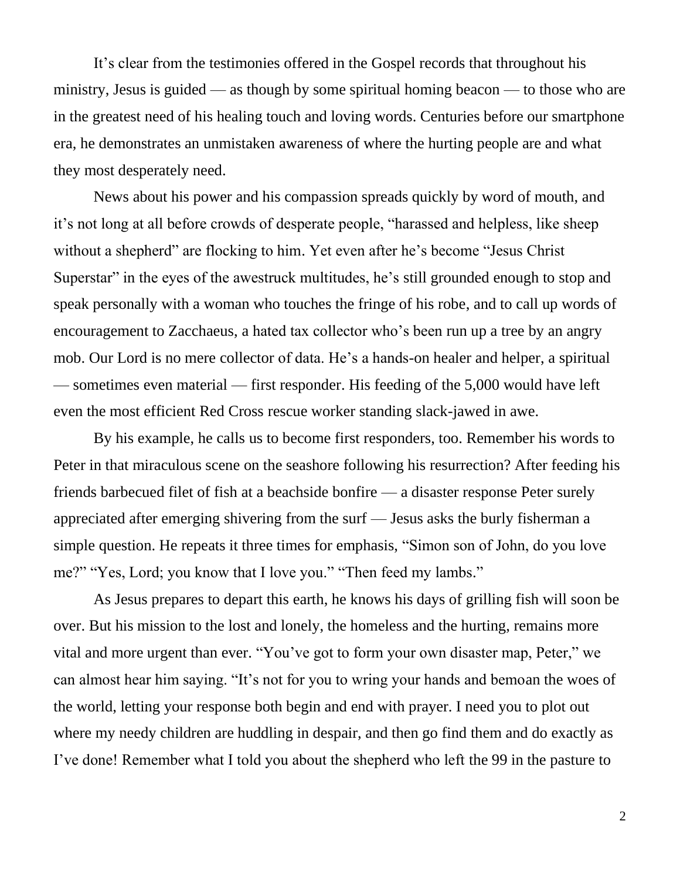It's clear from the testimonies offered in the Gospel records that throughout his ministry, Jesus is guided — as though by some spiritual homing beacon — to those who are in the greatest need of his healing touch and loving words. Centuries before our smartphone era, he demonstrates an unmistaken awareness of where the hurting people are and what they most desperately need.

News about his power and his compassion spreads quickly by word of mouth, and it's not long at all before crowds of desperate people, "harassed and helpless, like sheep without a shepherd" are flocking to him. Yet even after he's become "Jesus Christ Superstar" in the eyes of the awestruck multitudes, he's still grounded enough to stop and speak personally with a woman who touches the fringe of his robe, and to call up words of encouragement to Zacchaeus, a hated tax collector who's been run up a tree by an angry mob. Our Lord is no mere collector of data. He's a hands-on healer and helper, a spiritual — sometimes even material — first responder. His feeding of the 5,000 would have left even the most efficient Red Cross rescue worker standing slack-jawed in awe.

By his example, he calls us to become first responders, too. Remember his words to Peter in that miraculous scene on the seashore following his resurrection? After feeding his friends barbecued filet of fish at a beachside bonfire — a disaster response Peter surely appreciated after emerging shivering from the surf — Jesus asks the burly fisherman a simple question. He repeats it three times for emphasis, "Simon son of John, do you love me?" "Yes, Lord; you know that I love you." "Then feed my lambs."

As Jesus prepares to depart this earth, he knows his days of grilling fish will soon be over. But his mission to the lost and lonely, the homeless and the hurting, remains more vital and more urgent than ever. "You've got to form your own disaster map, Peter," we can almost hear him saying. "It's not for you to wring your hands and bemoan the woes of the world, letting your response both begin and end with prayer. I need you to plot out where my needy children are huddling in despair, and then go find them and do exactly as I've done! Remember what I told you about the shepherd who left the 99 in the pasture to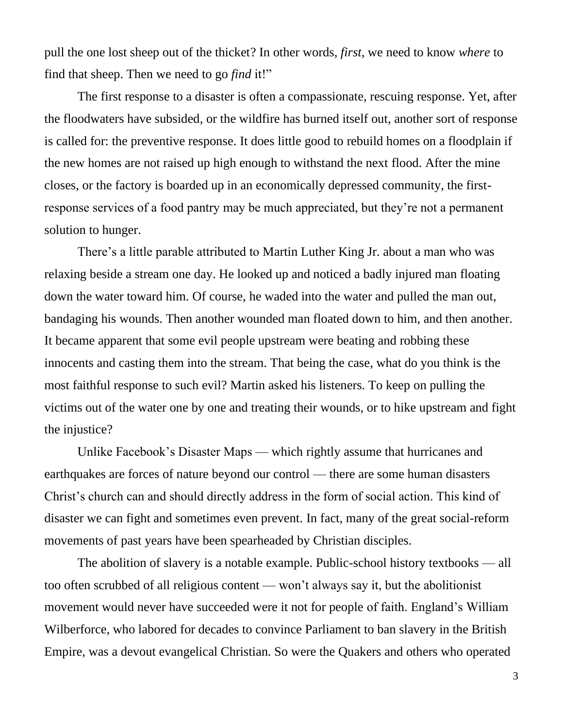pull the one lost sheep out of the thicket? In other words, *first*, we need to know *where* to find that sheep. Then we need to go *find* it!"

The first response to a disaster is often a compassionate, rescuing response. Yet, after the floodwaters have subsided, or the wildfire has burned itself out, another sort of response is called for: the preventive response. It does little good to rebuild homes on a floodplain if the new homes are not raised up high enough to withstand the next flood. After the mine closes, or the factory is boarded up in an economically depressed community, the first-response services of a food pantry may be much appreciated, but they're not a permanent solution to hunger.

There's a little parable attributed to Martin Luther King Jr. about a man who was relaxing beside a stream one day. He looked up and noticed a badly injured man floating down the water toward him. Of course, he waded into the water and pulled the man out, bandaging his wounds. Then another wounded man floated down to him, and then another. It became apparent that some evil people upstream were beating and robbing these innocents and casting them into the stream. That being the case, what do you think is the most faithful response to such evil? Martin asked his listeners. To keep on pulling the victims out of the water one by one and treating their wounds, or to hike upstream and fight the injustice?

Unlike Facebook's Disaster Maps — which rightly assume that hurricanes and earthquakes are forces of nature beyond our control — there are some human disasters Christ's church can and should directly address in the form of social action. This kind of disaster we can fight and sometimes even prevent. In fact, many of the great social-reform movements of past years have been spearheaded by Christian disciples.

The abolition of slavery is a notable example. Public-school history textbooks — all too often scrubbed of all religious content — won't always say it, but the abolitionist movement would never have succeeded were it not for people of faith. England's William Wilberforce, who labored for decades to convince Parliament to ban slavery in the British Empire, was a devout evangelical Christian. So were the Quakers and others who operated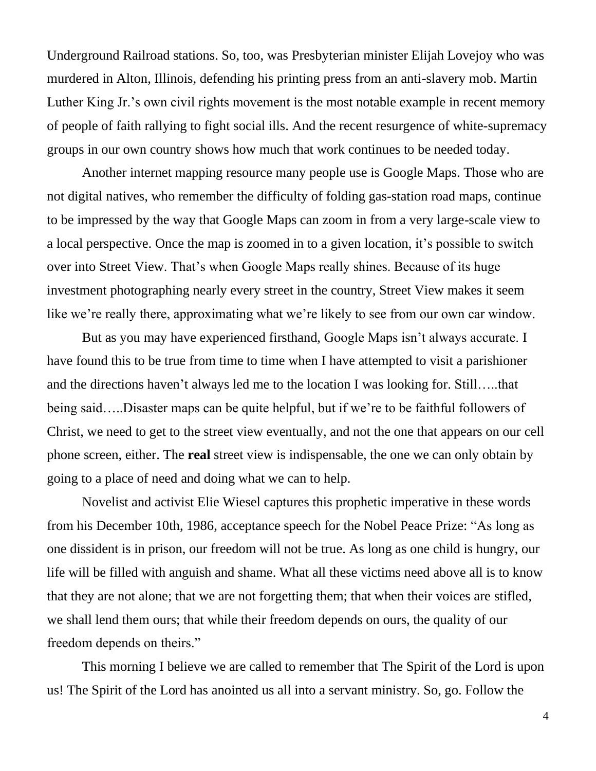Underground Railroad stations. So, too, was Presbyterian minister Elijah Lovejoy who was murdered in Alton, Illinois, defending his printing press from an anti-slavery mob. Martin Luther King Jr.'s own civil rights movement is the most notable example in recent memory of people of faith rallying to fight social ills. And the recent resurgence of white-supremacy groups in our own country shows how much that work continues to be needed today.

Another internet mapping resource many people use is Google Maps. Those who are not digital natives, who remember the difficulty of folding gas-station road maps, continue to be impressed by the way that Google Maps can zoom in from a very large-scale view to a local perspective. Once the map is zoomed in to a given location, it's possible to switch over into Street View. That's when Google Maps really shines. Because of its huge investment photographing nearly every street in the country, Street View makes it seem like we're really there, approximating what we're likely to see from our own car window.

But as you may have experienced firsthand, Google Maps isn't always accurate. I have found this to be true from time to time when I have attempted to visit a parishioner and the directions haven't always led me to the location I was looking for. Still…..that being said…..Disaster maps can be quite helpful, but if we're to be faithful followers of Christ, we need to get to the street view eventually, and not the one that appears on our cell phone screen, either. The **real** street view is indispensable, the one we can only obtain by going to a place of need and doing what we can to help.

Novelist and activist Elie Wiesel captures this prophetic imperative in these words from his December 10th, 1986, acceptance speech for the Nobel Peace Prize: "As long as one dissident is in prison, our freedom will not be true. As long as one child is hungry, our life will be filled with anguish and shame. What all these victims need above all is to know that they are not alone; that we are not forgetting them; that when their voices are stifled, we shall lend them ours; that while their freedom depends on ours, the quality of our freedom depends on theirs."

This morning I believe we are called to remember that The Spirit of the Lord is upon us! The Spirit of the Lord has anointed us all into a servant ministry. So, go. Follow the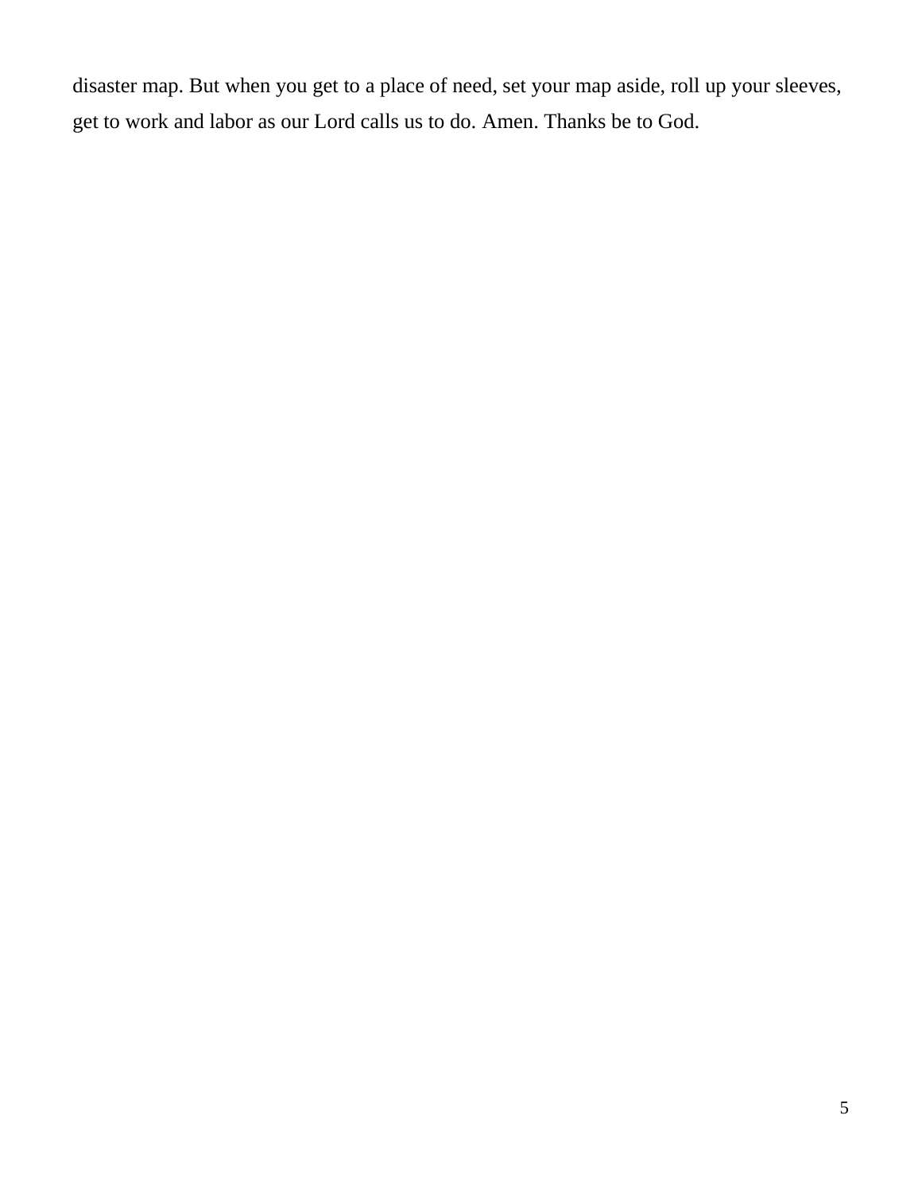disaster map. But when you get to a place of need, set your map aside, roll up your sleeves, get to work and labor as our Lord calls us to do. Amen. Thanks be to God.